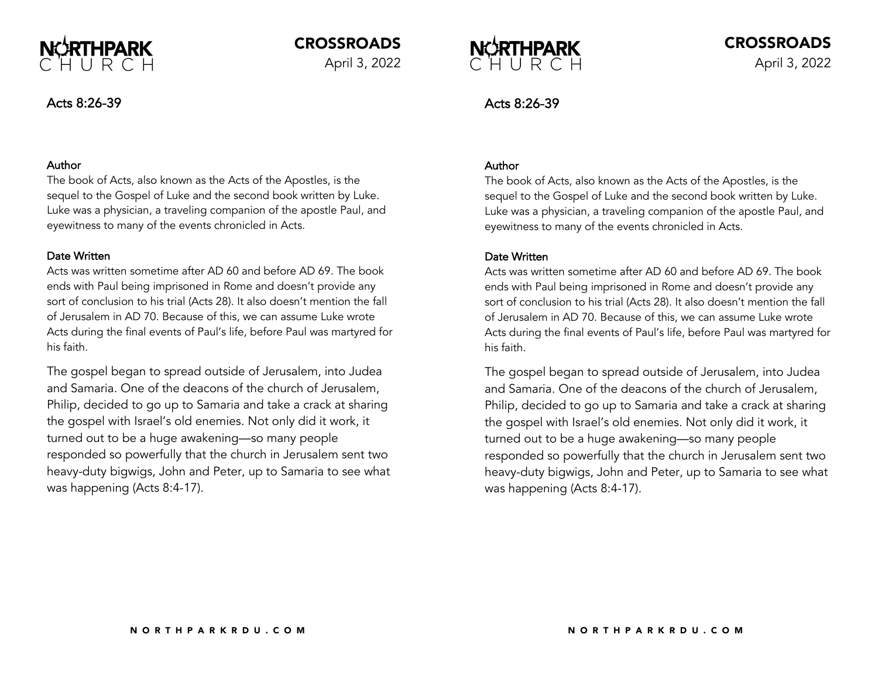NORTHPARK CHURCH

**CROSSROADS**

April 3, 2022

## Acts 8:26-39

### Author

The book of Acts, also known as the Acts of the Apostles, is the sequel to the Gospel of Luke and the second book written by Luke. Luke was a physician, a traveling companion of the apostle Paul, and eyewitness to many of the events chronicled in Acts.

### Date Written

Acts was written sometime after AD 60 and before AD 69. The book ends with Paul being imprisoned in Rome and doesn't provide any sort of conclusion to his trial (Acts 28). It also doesn't mention the fall of Jerusalem in AD 70. Because of this, we can assume Luke wrote Acts during the final events of Paul's life, before Paul was martyred for his faith.

The gospel began to spread outside of Jerusalem, into Judea and Samaria. One of the deacons of the church of Jerusalem, Philip, decided to go up to Samaria and take a crack at sharing the gospel with Israel's old enemies. Not only did it work, it turned out to be a huge awakening—so many people responded so powerfully that the church in Jerusalem sent two heavy-duty bigwigs, John and Peter, up to Samaria to see what was happening (Acts 8:4-17).

NORTHPARK CHURCH

**CROSSROADS**

April 3, 2022

## Acts 8:26-39

### Author

The book of Acts, also known as the Acts of the Apostles, is the sequel to the Gospel of Luke and the second book written by Luke. Luke was a physician, a traveling companion of the apostle Paul, and eyewitness to many of the events chronicled in Acts.

### Date Written

Acts was written sometime after AD 60 and before AD 69. The book ends with Paul being imprisoned in Rome and doesn't provide any sort of conclusion to his trial (Acts 28). It also doesn't mention the fall of Jerusalem in AD 70. Because of this, we can assume Luke wrote Acts during the final events of Paul's life, before Paul was martyred for his faith.

The gospel began to spread outside of Jerusalem, into Judea and Samaria. One of the deacons of the church of Jerusalem, Philip, decided to go up to Samaria and take a crack at sharing the gospel with Israel's old enemies. Not only did it work, it turned out to be a huge awakening—so many people responded so powerfully that the church in Jerusalem sent two heavy-duty bigwigs, John and Peter, up to Samaria to see what was happening (Acts 8:4-17).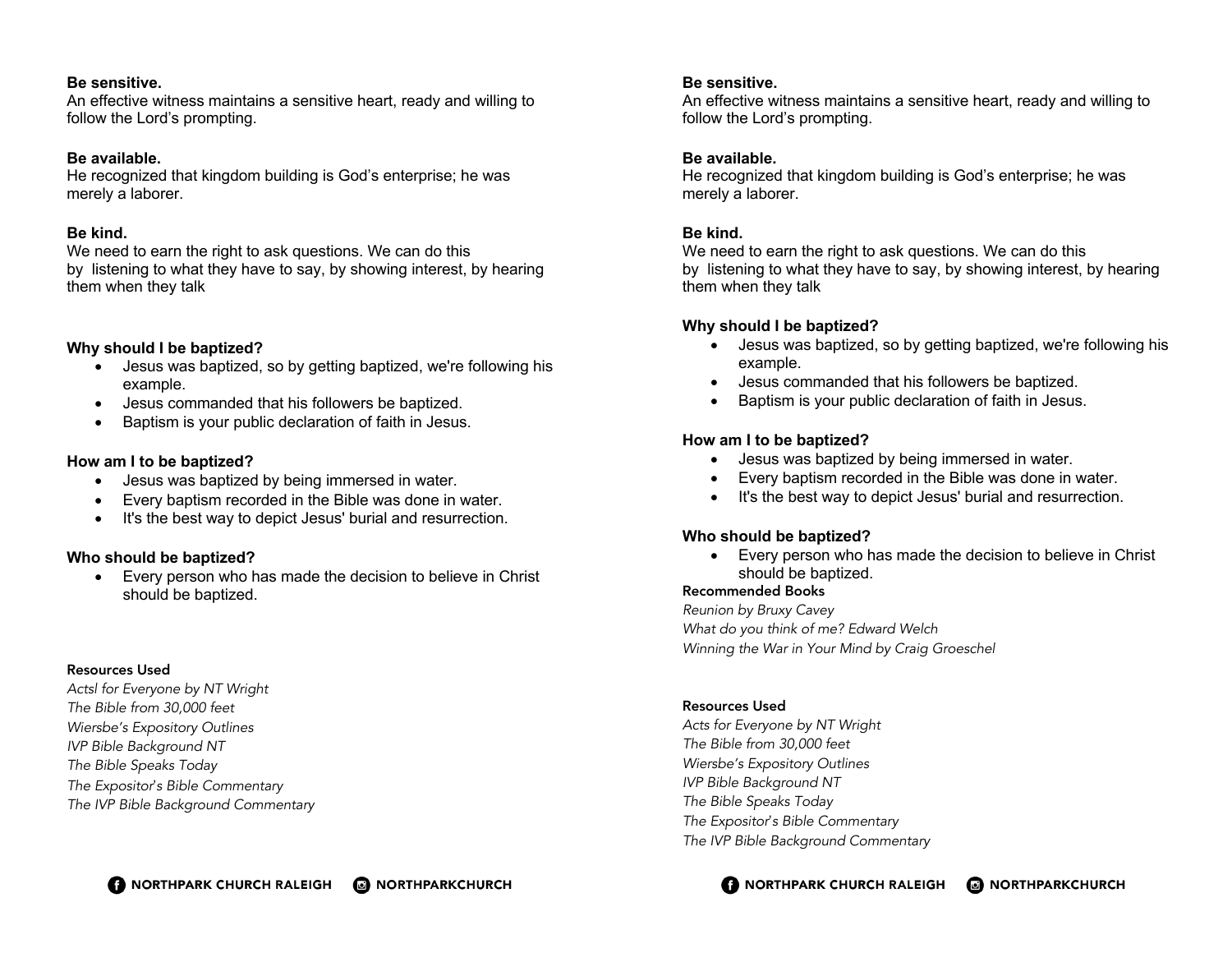**Be sensitive.**
An effective witness maintains a sensitive heart, ready and willing to follow the Lord's prompting.

**Be available.**
He recognized that kingdom building is God's enterprise; he was merely a laborer.

**Be kind.**
We need to earn the right to ask questions. We can do this by listening to what they have to say, by showing interest, by hearing them when they talk

**Why should I be baptized?**

- Jesus was baptized, so by getting baptized, we're following his example.
- Jesus commanded that his followers be baptized.
- Baptism is your public declaration of faith in Jesus.

**How am I to be baptized?**

- Jesus was baptized by being immersed in water.
- Every baptism recorded in the Bible was done in water.
- It's the best way to depict Jesus' burial and resurrection.

**Who should be baptized?**

- Every person who has made the decision to believe in Christ should be baptized.

Resources Used

*Actsl for Everyone by NT Wright*
*The Bible from 30,000 feet*
*Wiersbe's Expository Outlines*
*IVP Bible Background NT*
*The Bible Speaks Today*
*The Expositor's Bible Commentary*
*The IVP Bible Background Commentary*

NORTHPARK CHURCH RALEIGH NORTHPARKCHURCH

**Be sensitive.**
An effective witness maintains a sensitive heart, ready and willing to follow the Lord's prompting.

**Be available.**
He recognized that kingdom building is God's enterprise; he was merely a laborer.

**Be kind.**
We need to earn the right to ask questions. We can do this by listening to what they have to say, by showing interest, by hearing them when they talk

**Why should I be baptized?**

- Jesus was baptized, so by getting baptized, we're following his example.
- Jesus commanded that his followers be baptized.
- Baptism is your public declaration of faith in Jesus.

**How am I to be baptized?**

- Jesus was baptized by being immersed in water.
- Every baptism recorded in the Bible was done in water.
- It's the best way to depict Jesus' burial and resurrection.

**Who should be baptized?**

- Every person who has made the decision to believe in Christ should be baptized.

Recommended Books

*Reunion by Bruxy Cavey*
*What do you think of me? Edward Welch*
*Winning the War in Your Mind by Craig Groeschel*

Resources Used

*Acts for Everyone by NT Wright*
*The Bible from 30,000 feet*
*Wiersbe's Expository Outlines*
*IVP Bible Background NT*
*The Bible Speaks Today*
*The Expositor's Bible Commentary*
*The IVP Bible Background Commentary*

NORTHPARK CHURCH RALEIGH NORTHPARKCHURCH